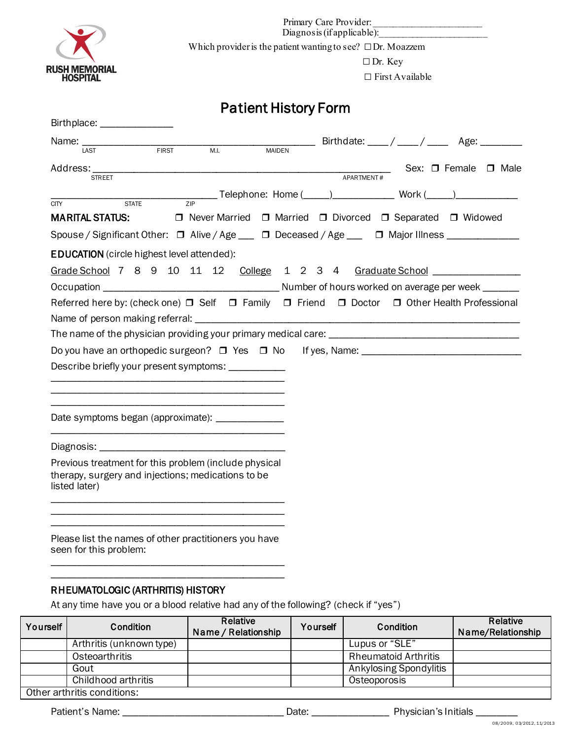RUSH MEMORIAL HOSPITAL

Primary Care Provider: ______________________
Diagnosis (if applicable): ______________________

Which provider is the patient wanting to see? ☐ Dr. Moazzem
☐ Dr. Key
☐ First Available

# Patient History Form

Birthplace: ______________

Name: ______________________________________________ Birthdate: ____ / ____ / ____ Age: ________
LAST FIRST M.I. MAIDEN

Address: _______________________________________________________ Sex: ☐ Female ☐ Male
STREET APARTMENT #

________________________________ Telephone: Home (_____)___________ Work (_____)___________
CITY STATE ZIP

**MARITAL STATUS:** ☐ Never Married ☐ Married ☐ Divorced ☐ Separated ☐ Widowed

Spouse / Significant Other: ☐ Alive / Age ___ ☐ Deceased / Age ___ ☐ Major Illness _____________

**EDUCATION** (circle highest level attended):

Grade School 7 8 9 10 11 12 College 1 2 3 4 Graduate School ________________

Occupation _________________________________ Number of hours worked on average per week _______

Referred here by: (check one) ☐ Self ☐ Family ☐ Friend ☐ Doctor ☐ Other Health Professional

Name of person making referral: ___________________________________________________________

The name of the physician providing your primary medical care: ____________________________________

Do you have an orthopedic surgeon? ☐ Yes ☐ No If yes, Name: ______________________________

Describe briefly your present symptoms: ___________
_____________________________________________
_____________________________________________
_____________________________________________

Date symptoms began (approximate): _____________
_____________________________________________

Diagnosis: ___________________________________

Previous treatment for this problem (include physical therapy, surgery and injections; medications to be listed later)
_____________________________________________
_____________________________________________
_____________________________________________

Please list the names of other practitioners you have seen for this problem:
_____________________________________________
_____________________________________________

### RHEUMATOLOGIC (ARTHRITIS) HISTORY

At any time have you or a blood relative had any of the following? (check if "yes")

| Yourself | Condition | Relative Name / Relationship | Yourself | Condition | Relative Name/Relationship |
|---|---|---|---|---|---|
| | Arthritis (unknown type) | | | Lupus or "SLE" | |
| | Osteoarthritis | | | Rheumatoid Arthritis | |
| | Gout | | | Ankylosing Spondylitis | |
| | Childhood arthritis | | | Osteoporosis | |
| Other arthritis conditions: | | | | | |

Patient's Name: ______________________________ Date: ______________ Physician's Initials ________

08/2009, 03/2012, 11/2013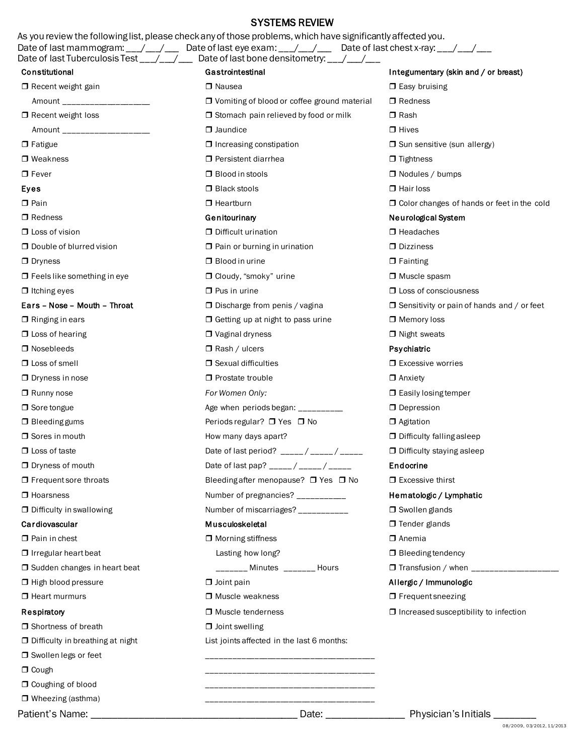# SYSTEMS REVIEW

As you review the following list, please check any of those problems, which have significantly affected you.

Date of last mammogram: ___/___/___ Date of last eye exam: ___/___/___ Date of last chest x-ray: ___/___/___

Date of last Tuberculosis Test ___/___/___ Date of last bone densitometry: ___/___/___

**Constitutional**

- ❒ Recent weight gain
  Amount ___________________
- ❒ Recent weight loss
  Amount ___________________
- ❒ Fatigue
- ❒ Weakness
- ❒ Fever

**Eyes**

- ❒ Pain
- ❒ Redness
- ❒ Loss of vision
- ❒ Double of blurred vision
- ❒ Dryness
- ❒ Feels like something in eye
- ❒ Itching eyes

**Ears – Nose – Mouth – Throat**

- ❒ Ringing in ears
- ❒ Loss of hearing
- ❒ Nosebleeds
- ❒ Loss of smell
- ❒ Dryness in nose
- ❒ Runny nose
- ❒ Sore tongue
- ❒ Bleeding gums
- ❒ Sores in mouth
- ❒ Loss of taste
- ❒ Dryness of mouth
- ❒ Frequent sore throats
- ❒ Hoarsness
- ❒ Difficulty in swallowing

**Cardiovascular**

- ❒ Pain in chest
- ❒ Irregular heart beat
- ❒ Sudden changes in heart beat
- ❒ High blood pressure
- ❒ Heart murmurs

**Respiratory**

- ❒ Shortness of breath
- ❒ Difficulty in breathing at night
- ❒ Swollen legs or feet
- ❒ Cough
- ❒ Coughing of blood
- ❒ Wheezing (asthma)

**Gastrointestinal**

- ❒ Nausea
- ❒ Vomiting of blood or coffee ground material
- ❒ Stomach pain relieved by food or milk
- ❒ Jaundice
- ❒ Increasing constipation
- ❒ Persistent diarrhea
- ❒ Blood in stools
- ❒ Black stools
- ❒ Heartburn

**Genitourinary**

- ❒ Difficult urination
- ❒ Pain or burning in urination
- ❒ Blood in urine
- ❒ Cloudy, "smoky" urine
- ❒ Pus in urine
- ❒ Discharge from penis / vagina
- ❒ Getting up at night to pass urine
- ❒ Vaginal dryness
- ❒ Rash / ulcers
- ❒ Sexual difficulties
- ❒ Prostate trouble

*For Women Only:*

Age when periods began: __________

Periods regular? ❒ Yes ❒ No

How many days apart?

Date of last period? _____ / _____ / _____

Date of last pap? _____ / _____ / _____

Bleeding after menopause? ❒ Yes ❒ No

Number of pregnancies? ___________

Number of miscarriages? ___________

**Musculoskeletal**

- ❒ Morning stiffness
  Lasting how long?
  _______ Minutes _______ Hours
- ❒ Joint pain
- ❒ Muscle weakness
- ❒ Muscle tenderness
- ❒ Joint swelling

List joints affected in the last 6 months:

_____________________________________

_____________________________________

_____________________________________

_____________________________________

**Integumentary (skin and / or breast)**

- ❒ Easy bruising
- ❒ Redness
- ❒ Rash
- ❒ Hives
- ❒ Sun sensitive (sun allergy)
- ❒ Tightness
- ❒ Nodules / bumps
- ❒ Hair loss
- ❒ Color changes of hands or feet in the cold

**Neurological System**

- ❒ Headaches
- ❒ Dizziness
- ❒ Fainting
- ❒ Muscle spasm
- ❒ Loss of consciousness
- ❒ Sensitivity or pain of hands and / or feet
- ❒ Memory loss
- ❒ Night sweats

**Psychiatric**

- ❒ Excessive worries
- ❒ Anxiety
- ❒ Easily losing temper
- ❒ Depression
- ❒ Agitation
- ❒ Difficulty falling asleep
- ❒ Difficulty staying asleep

**Endocrine**

- ❒ Excessive thirst

**Hematologic / Lymphatic**

- ❒ Swollen glands
- ❒ Tender glands
- ❒ Anemia
- ❒ Bleeding tendency
- ❒ Transfusion / when ___________________

**Allergic / Immunologic**

- ❒ Frequent sneezing
- ❒ Increased susceptibility to infection

Patient's Name: ______________________________________ Date: ______________ Physician's Initials ________

08/2009, 03/2012, 11/2013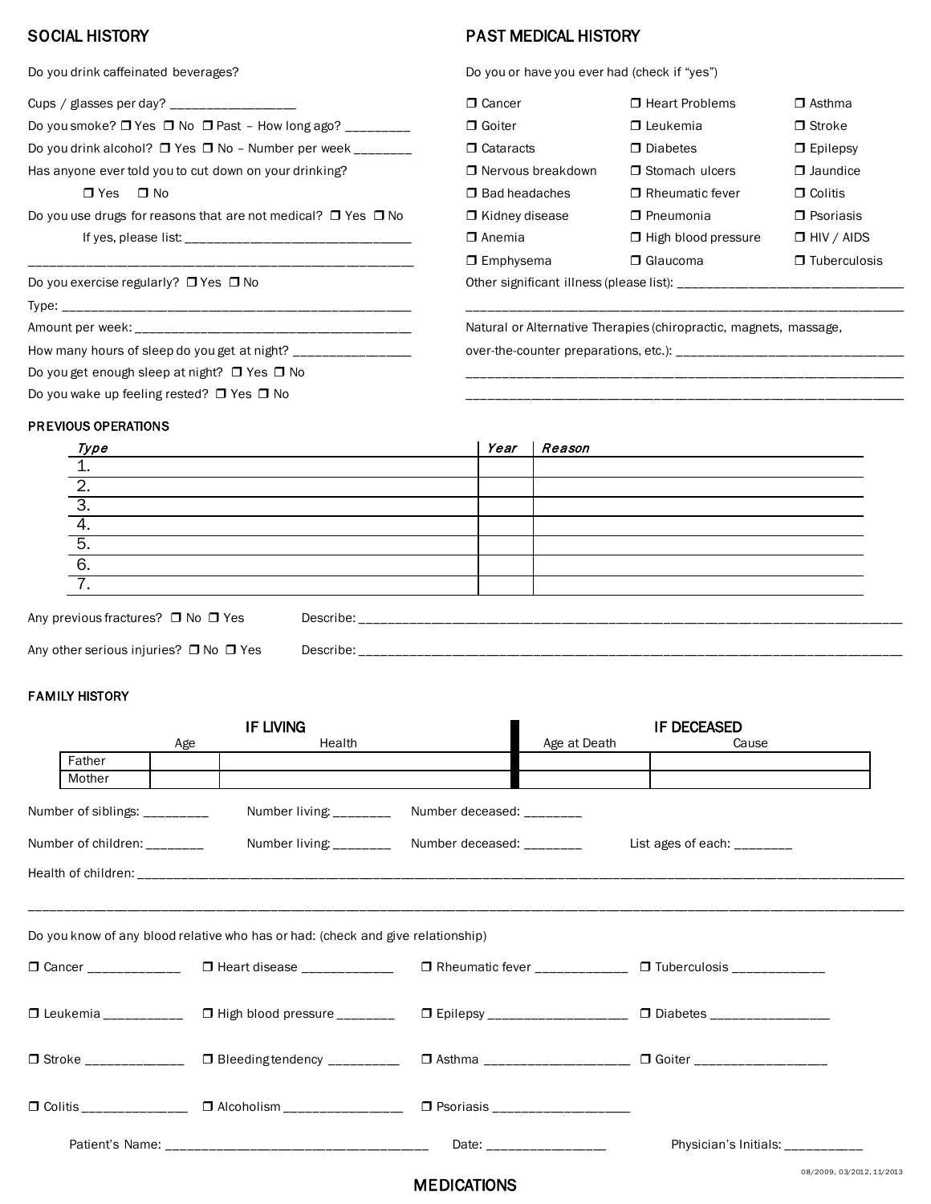## SOCIAL HISTORY

Do you drink caffeinated beverages?

Cups / glasses per day? ___________________

Do you smoke? ❒ Yes ❒ No ❒ Past – How long ago? __________

Do you drink alcohol? ❒ Yes ❒ No – Number per week _________

Has anyone ever told you to cut down on your drinking?

❒ Yes ❒ No

Do you use drugs for reasons that are not medical? ❒ Yes ❒ No

If yes, please list: ___________________________________

_____________________________________________________________

Do you exercise regularly? ❒ Yes ❒ No

Type: ________________________________________________________

Amount per week: ____________________________________________

How many hours of sleep do you get at night? __________________

Do you get enough sleep at night? ❒ Yes ❒ No

Do you wake up feeling rested? ❒ Yes ❒ No

## PAST MEDICAL HISTORY

Do you or have you ever had (check if "yes")

| | | |
|---|---|---|
| ❒ Cancer | ❒ Heart Problems | ❒ Asthma |
| ❒ Goiter | ❒ Leukemia | ❒ Stroke |
| ❒ Cataracts | ❒ Diabetes | ❒ Epilepsy |
| ❒ Nervous breakdown | ❒ Stomach ulcers | ❒ Jaundice |
| ❒ Bad headaches | ❒ Rheumatic fever | ❒ Colitis |
| ❒ Kidney disease | ❒ Pneumonia | ❒ Psoriasis |
| ❒ Anemia | ❒ High blood pressure | ❒ HIV / AIDS |
| ❒ Emphysema | ❒ Glaucoma | ❒ Tuberculosis |

Other significant illness (please list): ___________________________________

_____________________________________________________________________

Natural or Alternative Therapies (chiropractic, magnets, massage, over-the-counter preparations, etc.): ___________________________________

_____________________________________________________________________

_____________________________________________________________________

### PREVIOUS OPERATIONS

| *Type* | *Year* | *Reason* |
|---|---|---|
| 1. | | |
| 2. | | |
| 3. | | |
| 4. | | |
| 5. | | |
| 6. | | |
| 7. | | |

Any previous fractures? ❒ No ❒ Yes Describe: ___________________________________________________________

Any other serious injuries? ❒ No ❒ Yes Describe: ___________________________________________________________

### FAMILY HISTORY

| | IF LIVING | | IF DECEASED | |
|---|---|---|---|---|
| | Age | Health | Age at Death | Cause |
| Father | | | | |
| Mother | | | | |

Number of siblings: __________ Number living: _________ Number deceased: _________

Number of children: _________ Number living: _________ Number deceased: _________ List ages of each: _________

Health of children: ___________________________________________________________________________

_______________________________________________________________________________________________

Do you know of any blood relative who has or had: (check and give relationship)

| | | | |
|---|---|---|---|
| ❒ Cancer ______________ | ❒ Heart disease ______________ | ❒ Rheumatic fever ______________ | ❒ Tuberculosis ______________ |
| ❒ Leukemia ____________ | ❒ High blood pressure _________ | ❒ Epilepsy ____________________ | ❒ Diabetes _________________ |
| ❒ Stroke ______________ | ❒ Bleeding tendency __________ | ❒ Asthma _____________________ | ❒ Goiter ___________________ |
| ❒ Colitis _______________ | ❒ Alcoholism _________________ | ❒ Psoriasis ____________________ | |

Patient's Name: ________________________________________ Date: _________________ Physician's Initials: ____________

08/2009, 03/2012, 11/2013

## MEDICATIONS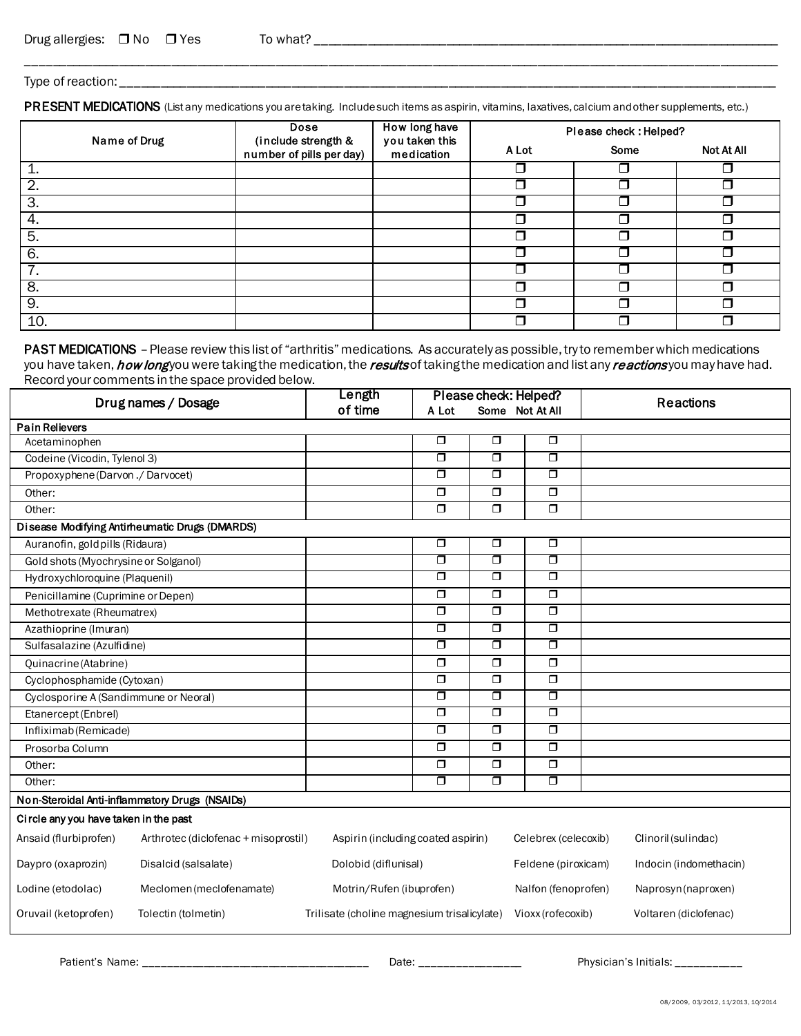Drug allergies: ❒ No ❒ Yes To what? ____________________________________________________________________

____________________________________________________________________________________________________

Type of reaction: ___________________________________________________________________________________

**PRESENT MEDICATIONS** (List any medications you are taking. Include such items as aspirin, vitamins, laxatives, calcium and other supplements, etc.)

| Name of Drug | Dose (include strength & number of pills per day) | How long have you taken this medication | Please check : Helped? | | |
|---|---|---|---|---|---|
| | | | A Lot | Some | Not At All |
| 1. | | | ❒ | ❒ | ❒ |
| 2. | | | ❒ | ❒ | ❒ |
| 3. | | | ❒ | ❒ | ❒ |
| 4. | | | ❒ | ❒ | ❒ |
| 5. | | | ❒ | ❒ | ❒ |
| 6. | | | ❒ | ❒ | ❒ |
| 7. | | | ❒ | ❒ | ❒ |
| 8. | | | ❒ | ❒ | ❒ |
| 9. | | | ❒ | ❒ | ❒ |
| 10. | | | ❒ | ❒ | ❒ |

**PAST MEDICATIONS** – Please review this list of "arthritis" medications. As accurately as possible, try to remember which medications you have taken, ***how long*** you were taking the medication, the ***results*** of taking the medication and list any ***reactions*** you may have had. Record your comments in the space provided below.

| Drug names / Dosage | Length of time | Please check: Helped? | | | Reactions |
|---|---|---|---|---|---|
| | | A Lot | Some | Not At All | |
| **Pain Relievers** | | | | | |
| Acetaminophen | | ❒ | ❒ | ❒ | |
| Codeine (Vicodin, Tylenol 3) | | ❒ | ❒ | ❒ | |
| Propoxyphene (Darvon ./ Darvocet) | | ❒ | ❒ | ❒ | |
| Other: | | ❒ | ❒ | ❒ | |
| Other: | | ❒ | ❒ | ❒ | |
| **Disease Modifying Antirheumatic Drugs (DMARDS)** | | | | | |
| Auranofin, gold pills (Ridaura) | | ❒ | ❒ | ❒ | |
| Gold shots (Myochrysine or Solganol) | | ❒ | ❒ | ❒ | |
| Hydroxychloroquine (Plaquenil) | | ❒ | ❒ | ❒ | |
| Penicillamine (Cuprimine or Depen) | | ❒ | ❒ | ❒ | |
| Methotrexate (Rheumatrex) | | ❒ | ❒ | ❒ | |
| Azathioprine (Imuran) | | ❒ | ❒ | ❒ | |
| Sulfasalazine (Azulfidine) | | ❒ | ❒ | ❒ | |
| Quinacrine (Atabrine) | | ❒ | ❒ | ❒ | |
| Cyclophosphamide (Cytoxan) | | ❒ | ❒ | ❒ | |
| Cyclosporine A (Sandimmune or Neoral) | | ❒ | ❒ | ❒ | |
| Etanercept (Enbrel) | | ❒ | ❒ | ❒ | |
| Infliximab (Remicade) | | ❒ | ❒ | ❒ | |
| Prosorba Column | | ❒ | ❒ | ❒ | |
| Other: | | ❒ | ❒ | ❒ | |
| Other: | | ❒ | ❒ | ❒ | |

**Non-Steroidal Anti-inflammatory Drugs (NSAIDs)**

**Circle any you have taken in the past**

| | | | | |
|---|---|---|---|---|
| Ansaid (flurbiprofen) | Arthrotec (diclofenac + misoprostil) | Aspirin (including coated aspirin) | Celebrex (celecoxib) | Clinoril (sulindac) |
| Daypro (oxaprozin) | Disalcid (salsalate) | Dolobid (diflunisal) | Feldene (piroxicam) | Indocin (indomethacin) |
| Lodine (etodolac) | Meclomen (meclofenamate) | Motrin/Rufen (ibuprofen) | Nalfon (fenoprofen) | Naprosyn (naproxen) |
| Oruvail (ketoprofen) | Tolectin (tolmetin) | Trilisate (choline magnesium trisalicylate) | Vioxx (rofecoxib) | Voltaren (diclofenac) |

Patient's Name: ______________________________ Date: _______________ Physician's Initials: __________

08/2009, 03/2012, 11/2013, 10/2014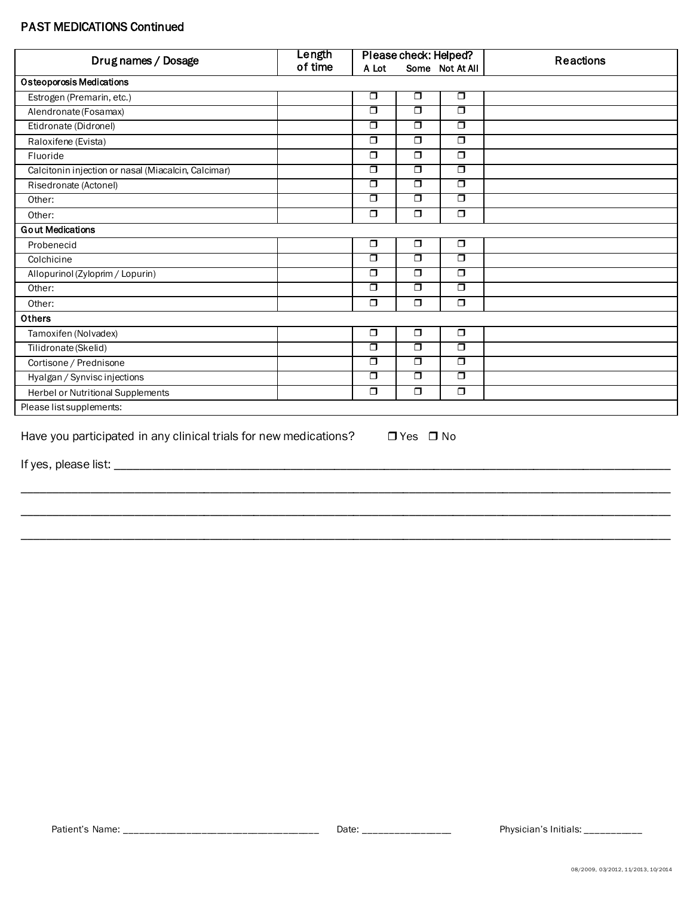## PAST MEDICATIONS Continued

| Drug names / Dosage | Length of time | Please check: Helped? A Lot | Some | Not At All | Reactions |
|---|---|---|---|---|---|
| **Osteoporosis Medications** | | | | | |
| Estrogen (Premarin, etc.) | | ❐ | ❐ | ❐ | |
| Alendronate (Fosamax) | | ❐ | ❐ | ❐ | |
| Etidronate (Didronel) | | ❐ | ❐ | ❐ | |
| Raloxifene (Evista) | | ❐ | ❐ | ❐ | |
| Fluoride | | ❐ | ❐ | ❐ | |
| Calcitonin injection or nasal (Miacalcin, Calcimar) | | ❐ | ❐ | ❐ | |
| Risedronate (Actonel) | | ❐ | ❐ | ❐ | |
| Other: | | ❐ | ❐ | ❐ | |
| Other: | | ❐ | ❐ | ❐ | |
| **Gout Medications** | | | | | |
| Probenecid | | ❐ | ❐ | ❐ | |
| Colchicine | | ❐ | ❐ | ❐ | |
| Allopurinol (Zyloprim / Lopurin) | | ❐ | ❐ | ❐ | |
| Other: | | ❐ | ❐ | ❐ | |
| Other: | | ❐ | ❐ | ❐ | |
| **Others** | | | | | |
| Tamoxifen (Nolvadex) | | ❐ | ❐ | ❐ | |
| Tilidronate (Skelid) | | ❐ | ❐ | ❐ | |
| Cortisone / Prednisone | | ❐ | ❐ | ❐ | |
| Hyalgan / Synvisc injections | | ❐ | ❐ | ❐ | |
| Herbel or Nutritional Supplements | | ❐ | ❐ | ❐ | |
| Please list supplements: | | | | | |

Have you participated in any clinical trials for new medications? ❐ Yes ❐ No

If yes, please list: ____________________________________________________________________________

______________________________________________________________________________________________

______________________________________________________________________________________________

______________________________________________________________________________________________

Patient's Name: ______________________________ Date: _______________ Physician's Initials: __________

08/2009, 03/2012, 11/2013, 10/2014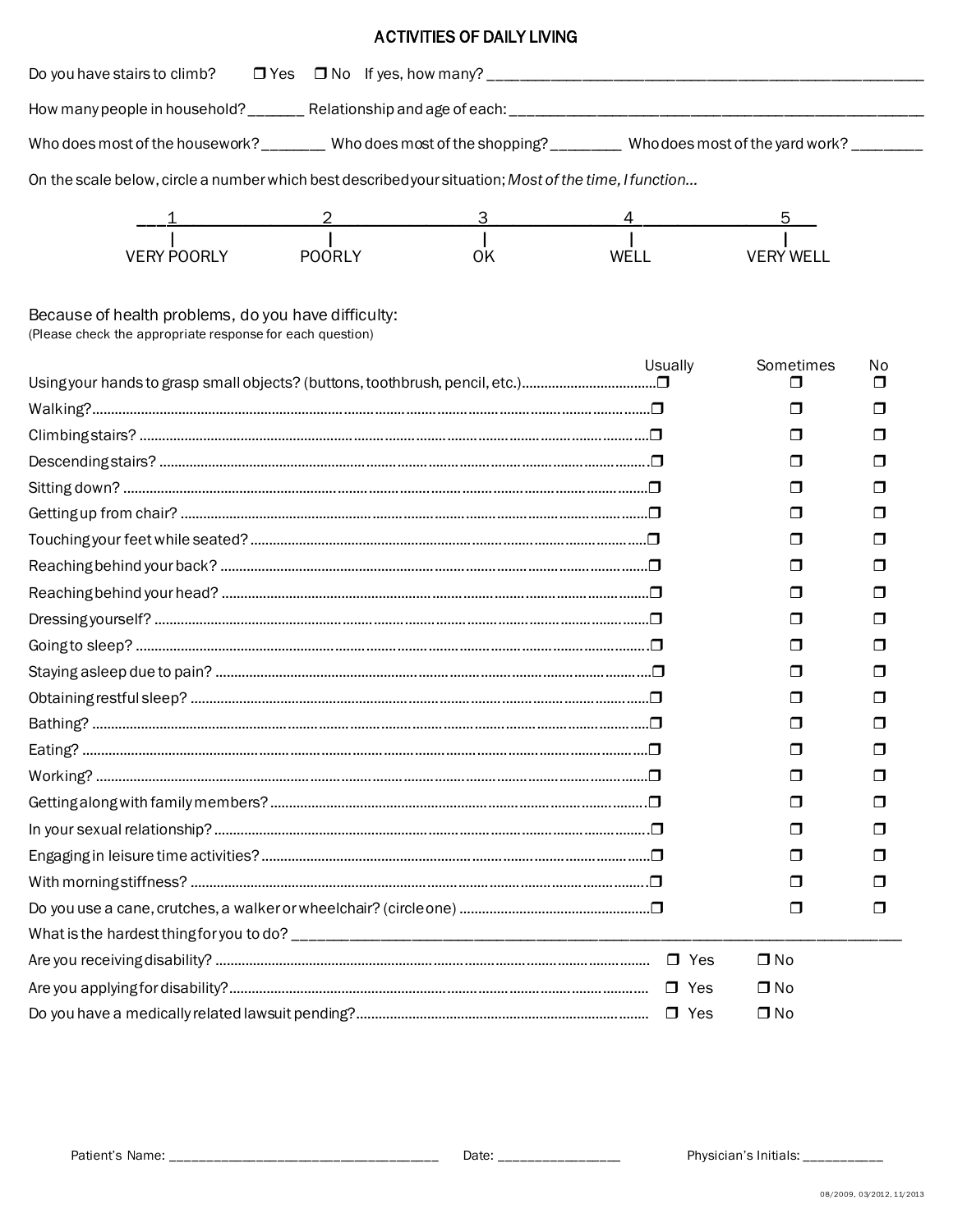# ACTIVITIES OF DAILY LIVING

Do you have stairs to climb? ❒ Yes ❒ No If yes, how many? ____________________________________________

How many people in household? _______ Relationship and age of each: ____________________________________________

Who does most of the housework? ________ Who does most of the shopping? _________ Who does most of the yard work? _________

On the scale below, circle a number which best described your situation; *Most of the time, I function…*

| 1 | 2 | 3 | 4 | 5 |
|---|---|---|---|---|
| VERY POORLY | POORLY | OK | WELL | VERY WELL |

Because of health problems, do you have difficulty:
(Please check the appropriate response for each question)

| | Usually | Sometimes | No |
|---|---|---|---|
| Using your hands to grasp small objects? (buttons, toothbrush, pencil, etc.) | ❒ | ❒ | ❒ |
| Walking? | ❒ | ❒ | ❒ |
| Climbing stairs? | ❒ | ❒ | ❒ |
| Descending stairs? | ❒ | ❒ | ❒ |
| Sitting down? | ❒ | ❒ | ❒ |
| Getting up from chair? | ❒ | ❒ | ❒ |
| Touching your feet while seated? | ❒ | ❒ | ❒ |
| Reaching behind your back? | ❒ | ❒ | ❒ |
| Reaching behind your head? | ❒ | ❒ | ❒ |
| Dressing yourself? | ❒ | ❒ | ❒ |
| Going to sleep? | ❒ | ❒ | ❒ |
| Staying asleep due to pain? | ❒ | ❒ | ❒ |
| Obtaining restful sleep? | ❒ | ❒ | ❒ |
| Bathing? | ❒ | ❒ | ❒ |
| Eating? | ❒ | ❒ | ❒ |
| Working? | ❒ | ❒ | ❒ |
| Getting along with family members? | ❒ | ❒ | ❒ |
| In your sexual relationship? | ❒ | ❒ | ❒ |
| Engaging in leisure time activities? | ❒ | ❒ | ❒ |
| With morning stiffness? | ❒ | ❒ | ❒ |
| Do you use a cane, crutches, a walker or wheelchair? (circle one) | ❒ | ❒ | ❒ |

What is the hardest thing for you to do? ____________________________________________

| | | |
|---|---|---|
| Are you receiving disability? | ❒ Yes | ❒ No |
| Are you applying for disability? | ❒ Yes | ❒ No |
| Do you have a medically related lawsuit pending? | ❒ Yes | ❒ No |

Patient's Name: ______________________________ Date: ______________ Physician's Initials: __________

08/2009, 03/2012, 11/2013